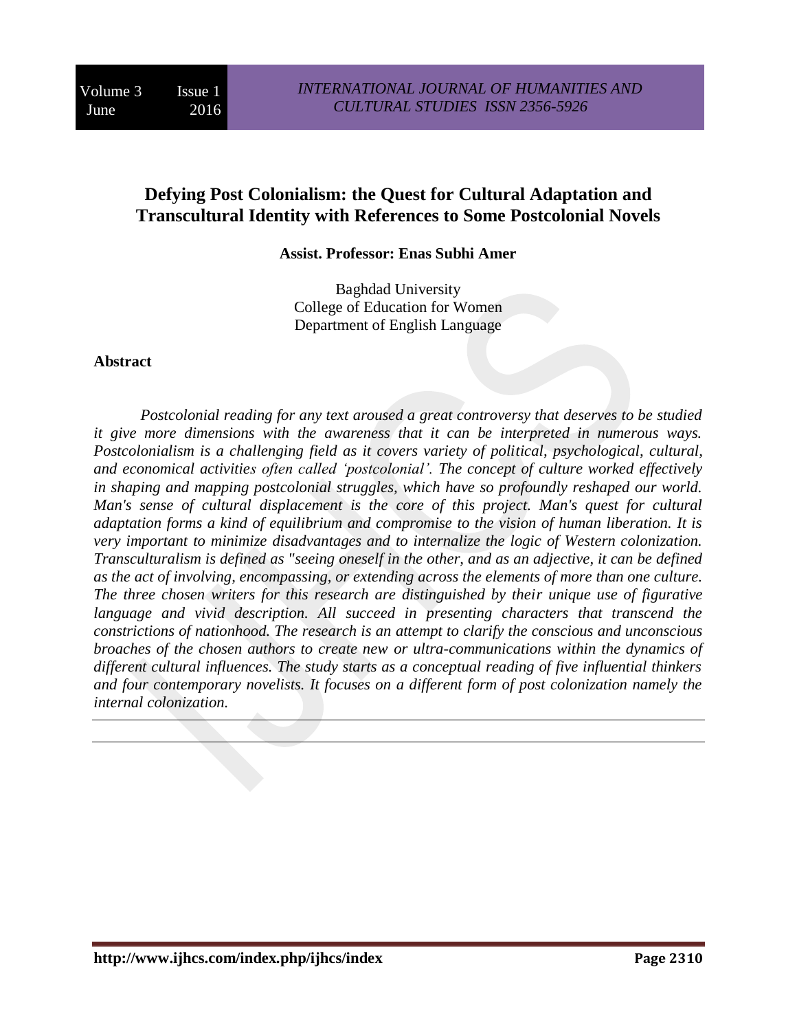# Defying Post Colonialism: the Quest for Cultural Adaptation and Transcultural Identity with References to Some Postcolonial Novels

**Assist. Professor: Enas Subhi Amer**

Baghdad University
College of Education for Women
Department of English Language

## Abstract

*Postcolonial reading for any text aroused a great controversy that deserves to be studied it give more dimensions with the awareness that it can be interpreted in numerous ways. Postcolonialism is a challenging field as it covers variety of political, psychological, cultural, and economical activities often called 'postcolonial'. The concept of culture worked effectively in shaping and mapping postcolonial struggles, which have so profoundly reshaped our world. Man's sense of cultural displacement is the core of this project. Man's quest for cultural adaptation forms a kind of equilibrium and compromise to the vision of human liberation. It is very important to minimize disadvantages and to internalize the logic of Western colonization. Transculturalism is defined as "seeing oneself in the other, and as an adjective, it can be defined as the act of involving, encompassing, or extending across the elements of more than one culture. The three chosen writers for this research are distinguished by their unique use of figurative language and vivid description. All succeed in presenting characters that transcend the constrictions of nationhood. The research is an attempt to clarify the conscious and unconscious broaches of the chosen authors to create new or ultra-communications within the dynamics of different cultural influences. The study starts as a conceptual reading of five influential thinkers and four contemporary novelists. It focuses on a different form of post colonization namely the internal colonization.*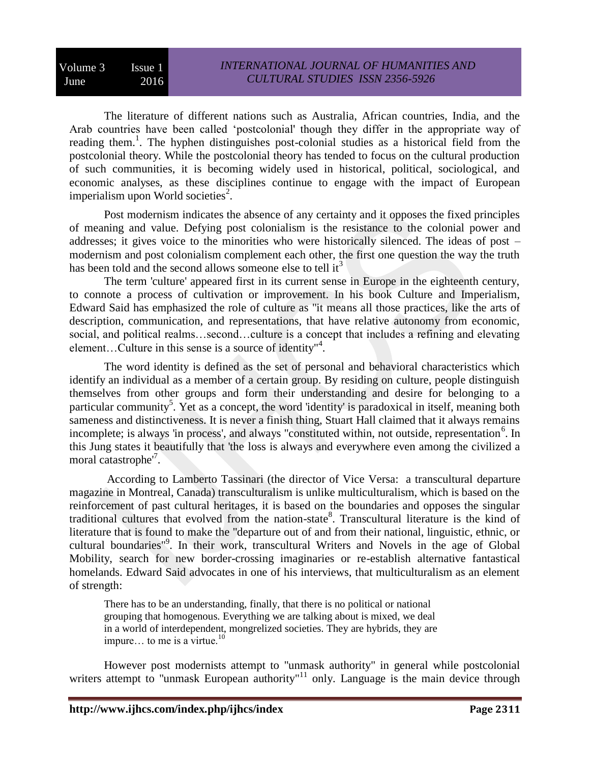The literature of different nations such as Australia, African countries, India, and the Arab countries have been called 'postcolonial' though they differ in the appropriate way of reading them.[1]. The hyphen distinguishes post-colonial studies as a historical field from the postcolonial theory. While the postcolonial theory has tended to focus on the cultural production of such communities, it is becoming widely used in historical, political, sociological, and economic analyses, as these disciplines continue to engage with the impact of European imperialism upon World societies[2].

Post modernism indicates the absence of any certainty and it opposes the fixed principles of meaning and value. Defying post colonialism is the resistance to the colonial power and addresses; it gives voice to the minorities who were historically silenced. The ideas of post – modernism and post colonialism complement each other, the first one question the way the truth has been told and the second allows someone else to tell it[3]

The term 'culture' appeared first in its current sense in Europe in the eighteenth century, to connote a process of cultivation or improvement. In his book Culture and Imperialism, Edward Said has emphasized the role of culture as "it means all those practices, like the arts of description, communication, and representations, that have relative autonomy from economic, social, and political realms…second…culture is a concept that includes a refining and elevating element…Culture in this sense is a source of identity"[4].

The word identity is defined as the set of personal and behavioral characteristics which identify an individual as a member of a certain group. By residing on culture, people distinguish themselves from other groups and form their understanding and desire for belonging to a particular community[5]. Yet as a concept, the word 'identity' is paradoxical in itself, meaning both sameness and distinctiveness. It is never a finish thing, Stuart Hall claimed that it always remains incomplete; is always 'in process', and always "constituted within, not outside, representation[6]. In this Jung states it beautifully that 'the loss is always and everywhere even among the civilized a moral catastrophe'[7].

According to Lamberto Tassinari (the director of Vice Versa: a transcultural departure magazine in Montreal, Canada) transculturalism is unlike multiculturalism, which is based on the reinforcement of past cultural heritages, it is based on the boundaries and opposes the singular traditional cultures that evolved from the nation-state[8]. Transcultural literature is the kind of literature that is found to make the "departure out of and from their national, linguistic, ethnic, or cultural boundaries"[9]. In their work, transcultural Writers and Novels in the age of Global Mobility, search for new border-crossing imaginaries or re-establish alternative fantastical homelands. Edward Said advocates in one of his interviews, that multiculturalism as an element of strength:

> There has to be an understanding, finally, that there is no political or national grouping that homogenous. Everything we are talking about is mixed, we deal in a world of interdependent, mongrelized societies. They are hybrids, they are impure… to me is a virtue.[10]

However post modernists attempt to "unmask authority" in general while postcolonial writers attempt to "unmask European authority"[11] only. Language is the main device through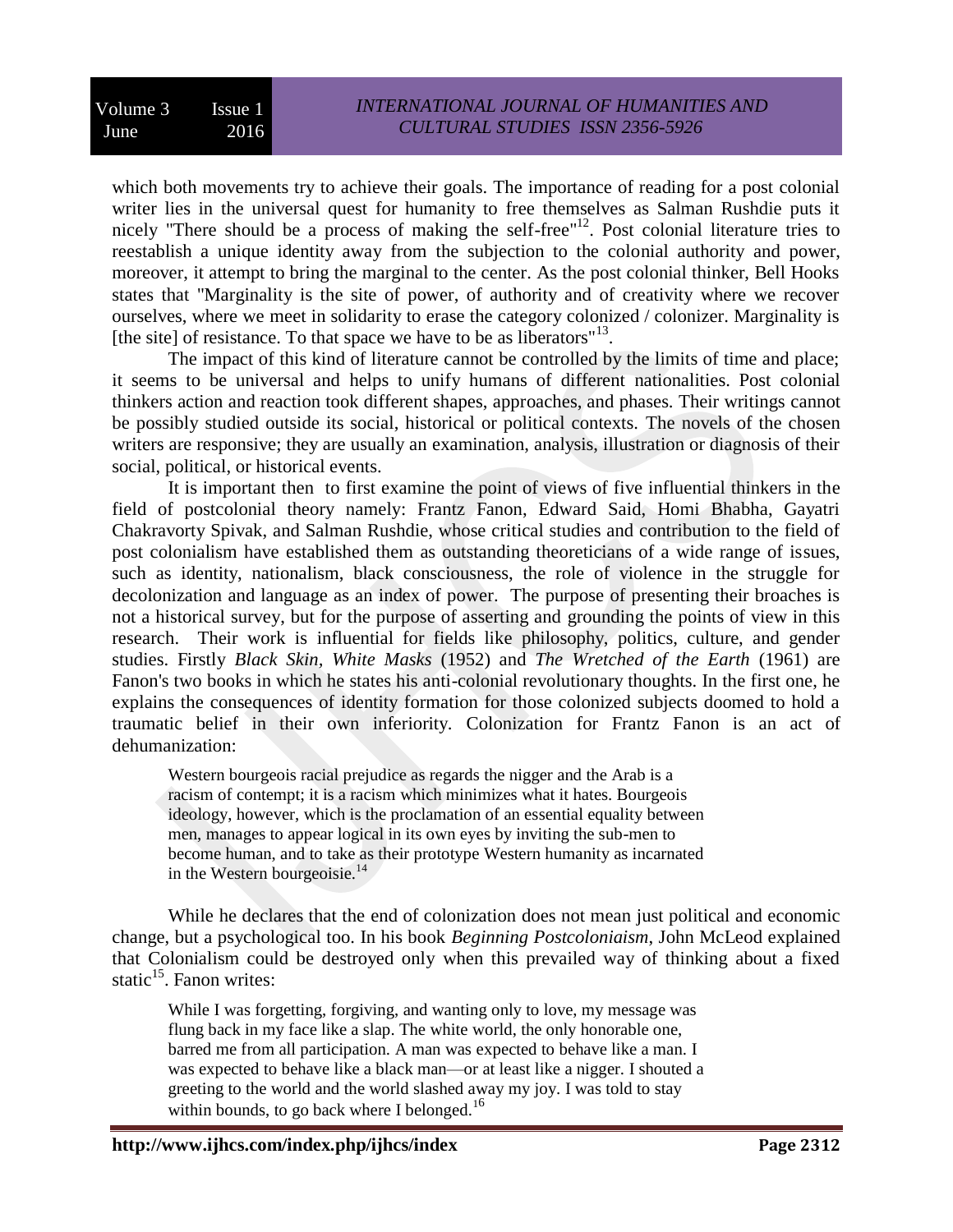which both movements try to achieve their goals. The importance of reading for a post colonial writer lies in the universal quest for humanity to free themselves as Salman Rushdie puts it nicely "There should be a process of making the self-free"[12]. Post colonial literature tries to reestablish a unique identity away from the subjection to the colonial authority and power, moreover, it attempt to bring the marginal to the center. As the post colonial thinker, Bell Hooks states that "Marginality is the site of power, of authority and of creativity where we recover ourselves, where we meet in solidarity to erase the category colonized / colonizer. Marginality is [the site] of resistance. To that space we have to be as liberators"[13].

The impact of this kind of literature cannot be controlled by the limits of time and place; it seems to be universal and helps to unify humans of different nationalities. Post colonial thinkers action and reaction took different shapes, approaches, and phases. Their writings cannot be possibly studied outside its social, historical or political contexts. The novels of the chosen writers are responsive; they are usually an examination, analysis, illustration or diagnosis of their social, political, or historical events.

It is important then to first examine the point of views of five influential thinkers in the field of postcolonial theory namely: Frantz Fanon, Edward Said, Homi Bhabha, Gayatri Chakravorty Spivak, and Salman Rushdie, whose critical studies and contribution to the field of post colonialism have established them as outstanding theoreticians of a wide range of issues, such as identity, nationalism, black consciousness, the role of violence in the struggle for decolonization and language as an index of power. The purpose of presenting their broaches is not a historical survey, but for the purpose of asserting and grounding the points of view in this research. Their work is influential for fields like philosophy, politics, culture, and gender studies. Firstly *Black Skin, White Masks* (1952) and *The Wretched of the Earth* (1961) are Fanon's two books in which he states his anti-colonial revolutionary thoughts. In the first one, he explains the consequences of identity formation for those colonized subjects doomed to hold a traumatic belief in their own inferiority. Colonization for Frantz Fanon is an act of dehumanization:

> Western bourgeois racial prejudice as regards the nigger and the Arab is a racism of contempt; it is a racism which minimizes what it hates. Bourgeois ideology, however, which is the proclamation of an essential equality between men, manages to appear logical in its own eyes by inviting the sub-men to become human, and to take as their prototype Western humanity as incarnated in the Western bourgeoisie.[14]

While he declares that the end of colonization does not mean just political and economic change, but a psychological too. In his book *Beginning Postcoloniaism*, John McLeod explained that Colonialism could be destroyed only when this prevailed way of thinking about a fixed static[15]. Fanon writes:

> While I was forgetting, forgiving, and wanting only to love, my message was flung back in my face like a slap. The white world, the only honorable one, barred me from all participation. A man was expected to behave like a man. I was expected to behave like a black man—or at least like a nigger. I shouted a greeting to the world and the world slashed away my joy. I was told to stay within bounds, to go back where I belonged.[16]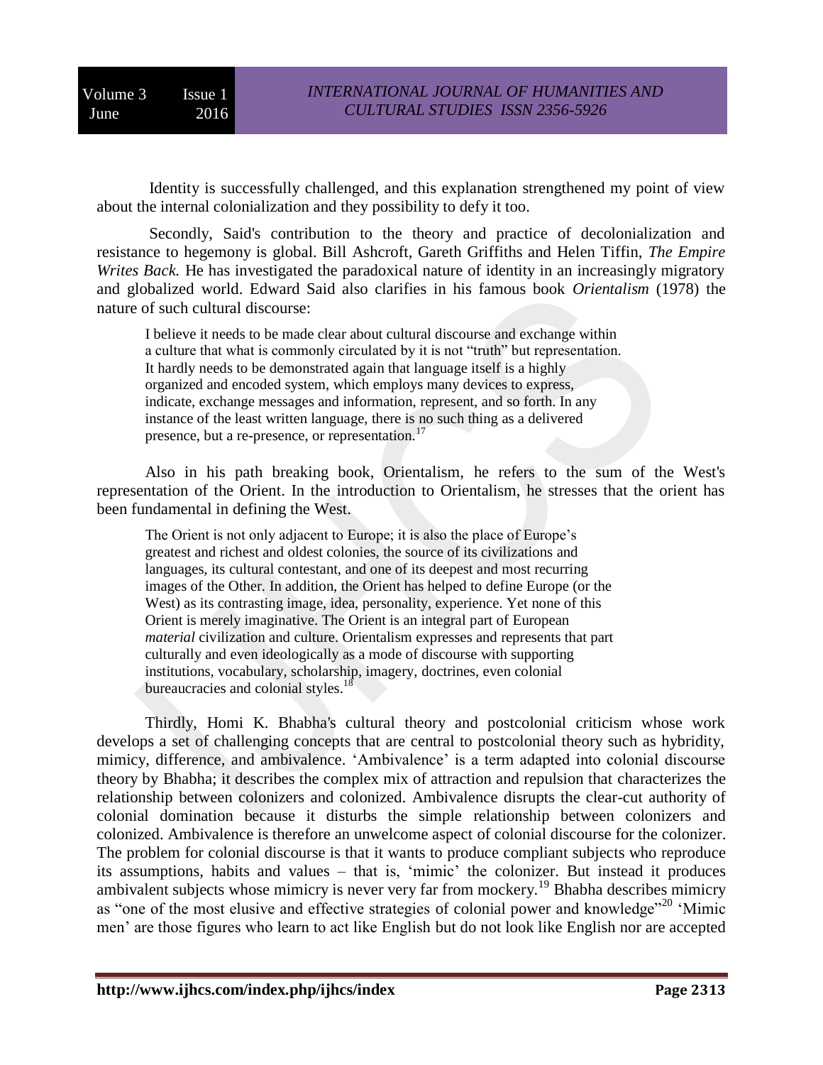Identity is successfully challenged, and this explanation strengthened my point of view about the internal colonialization and they possibility to defy it too.

Secondly, Said's contribution to the theory and practice of decolonialization and resistance to hegemony is global. Bill Ashcroft, Gareth Griffiths and Helen Tiffin, *The Empire Writes Back.* He has investigated the paradoxical nature of identity in an increasingly migratory and globalized world. Edward Said also clarifies in his famous book *Orientalism* (1978) the nature of such cultural discourse:

> I believe it needs to be made clear about cultural discourse and exchange within a culture that what is commonly circulated by it is not "truth" but representation. It hardly needs to be demonstrated again that language itself is a highly organized and encoded system, which employs many devices to express, indicate, exchange messages and information, represent, and so forth. In any instance of the least written language, there is no such thing as a delivered presence, but a re-presence, or representation.[17]

Also in his path breaking book, Orientalism, he refers to the sum of the West's representation of the Orient. In the introduction to Orientalism, he stresses that the orient has been fundamental in defining the West.

> The Orient is not only adjacent to Europe; it is also the place of Europe's greatest and richest and oldest colonies, the source of its civilizations and languages, its cultural contestant, and one of its deepest and most recurring images of the Other. In addition, the Orient has helped to define Europe (or the West) as its contrasting image, idea, personality, experience. Yet none of this Orient is merely imaginative. The Orient is an integral part of European *material* civilization and culture. Orientalism expresses and represents that part culturally and even ideologically as a mode of discourse with supporting institutions, vocabulary, scholarship, imagery, doctrines, even colonial bureaucracies and colonial styles.[18]

Thirdly, Homi K. Bhabha's cultural theory and postcolonial criticism whose work develops a set of challenging concepts that are central to postcolonial theory such as hybridity, mimicy, difference, and ambivalence. 'Ambivalence' is a term adapted into colonial discourse theory by Bhabha; it describes the complex mix of attraction and repulsion that characterizes the relationship between colonizers and colonized. Ambivalence disrupts the clear-cut authority of colonial domination because it disturbs the simple relationship between colonizers and colonized. Ambivalence is therefore an unwelcome aspect of colonial discourse for the colonizer. The problem for colonial discourse is that it wants to produce compliant subjects who reproduce its assumptions, habits and values – that is, 'mimic' the colonizer. But instead it produces ambivalent subjects whose mimicry is never very far from mockery.[19] Bhabha describes mimicry as "one of the most elusive and effective strategies of colonial power and knowledge"[20] 'Mimic men' are those figures who learn to act like English but do not look like English nor are accepted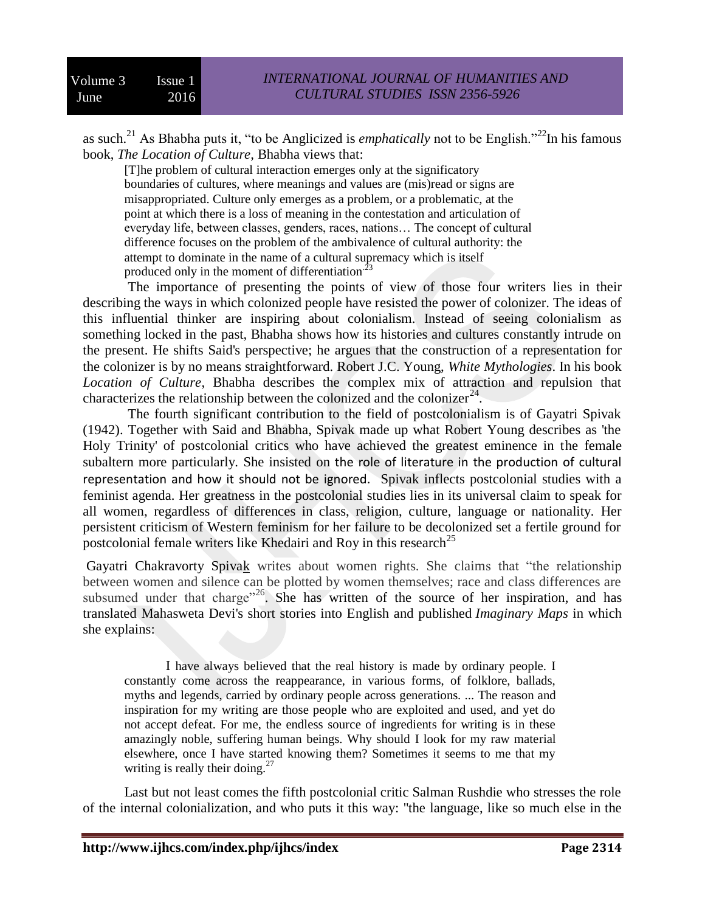as such.[21] As Bhabha puts it, "to be Anglicized is *emphatically* not to be English."[22]In his famous book, *The Location of Culture,* Bhabha views that:

> [T]he problem of cultural interaction emerges only at the significatory boundaries of cultures, where meanings and values are (mis)read or signs are misappropriated. Culture only emerges as a problem, or a problematic, at the point at which there is a loss of meaning in the contestation and articulation of everyday life, between classes, genders, races, nations… The concept of cultural difference focuses on the problem of the ambivalence of cultural authority: the attempt to dominate in the name of a cultural supremacy which is itself produced only in the moment of differentiation.[23]

The importance of presenting the points of view of those four writers lies in their describing the ways in which colonized people have resisted the power of colonizer. The ideas of this influential thinker are inspiring about colonialism. Instead of seeing colonialism as something locked in the past, Bhabha shows how its histories and cultures constantly intrude on the present. He shifts Said's perspective; he argues that the construction of a representation for the colonizer is by no means straightforward. Robert J.C. Young, *White Mythologies*. In his book *Location of Culture*, Bhabha describes the complex mix of attraction and repulsion that characterizes the relationship between the colonized and the colonizer[24].

The fourth significant contribution to the field of postcolonialism is of Gayatri Spivak (1942). Together with Said and Bhabha, Spivak made up what Robert Young describes as 'the Holy Trinity' of postcolonial critics who have achieved the greatest eminence in the female subaltern more particularly. She insisted on the role of literature in the production of cultural representation and how it should not be ignored. Spivak inflects postcolonial studies with a feminist agenda. Her greatness in the postcolonial studies lies in its universal claim to speak for all women, regardless of differences in class, religion, culture, language or nationality. Her persistent criticism of Western feminism for her failure to be decolonized set a fertile ground for postcolonial female writers like Khedairi and Roy in this research[25]

Gayatri Chakravorty Spivak writes about women rights. She claims that "the relationship between women and silence can be plotted by women themselves; race and class differences are subsumed under that charge"[26]. She has written of the source of her inspiration, and has translated Mahasweta Devi's short stories into English and published *Imaginary Maps* in which she explains:

> I have always believed that the real history is made by ordinary people. I constantly come across the reappearance, in various forms, of folklore, ballads, myths and legends, carried by ordinary people across generations. ... The reason and inspiration for my writing are those people who are exploited and used, and yet do not accept defeat. For me, the endless source of ingredients for writing is in these amazingly noble, suffering human beings. Why should I look for my raw material elsewhere, once I have started knowing them? Sometimes it seems to me that my writing is really their doing.[27]

Last but not least comes the fifth postcolonial critic Salman Rushdie who stresses the role of the internal colonialization, and who puts it this way: "the language, like so much else in the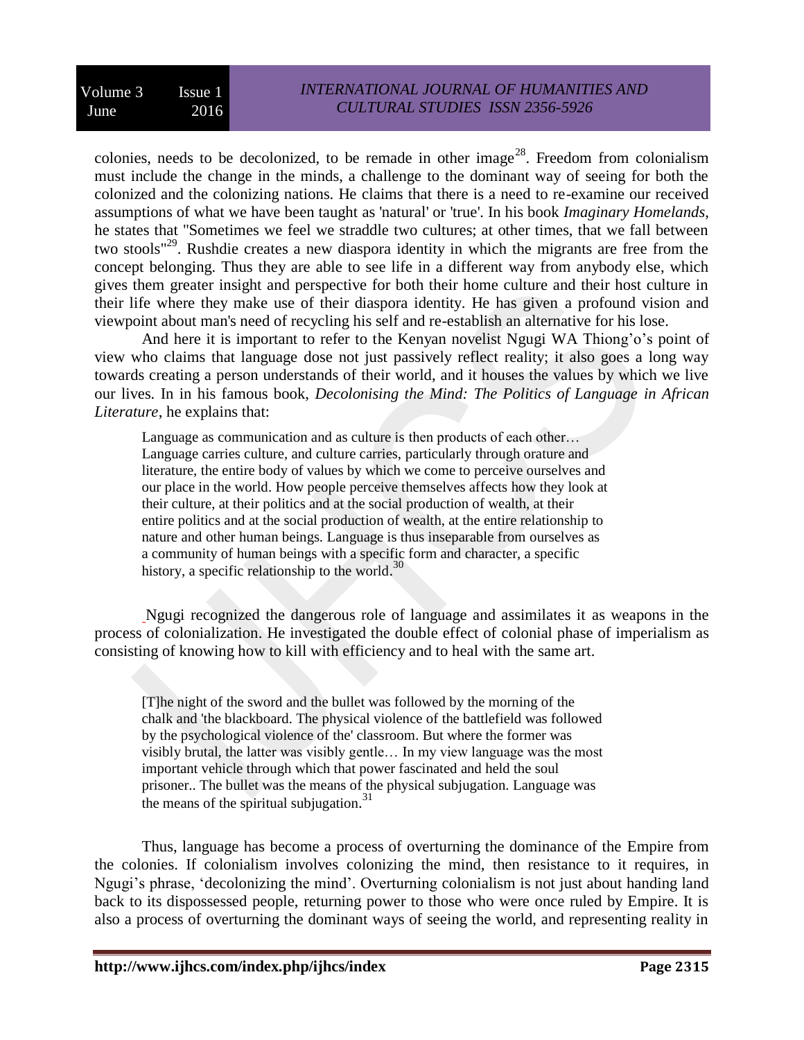colonies, needs to be decolonized, to be remade in other image[28]. Freedom from colonialism must include the change in the minds, a challenge to the dominant way of seeing for both the colonized and the colonizing nations. He claims that there is a need to re-examine our received assumptions of what we have been taught as 'natural' or 'true'. In his book *Imaginary Homelands*, he states that "Sometimes we feel we straddle two cultures; at other times, that we fall between two stools"[29]. Rushdie creates a new diaspora identity in which the migrants are free from the concept belonging. Thus they are able to see life in a different way from anybody else, which gives them greater insight and perspective for both their home culture and their host culture in their life where they make use of their diaspora identity. He has given a profound vision and viewpoint about man's need of recycling his self and re-establish an alternative for his lose.

And here it is important to refer to the Kenyan novelist Ngugi WA Thiong'o's point of view who claims that language dose not just passively reflect reality; it also goes a long way towards creating a person understands of their world, and it houses the values by which we live our lives. In in his famous book, *Decolonising the Mind: The Politics of Language in African Literature*, he explains that:

> Language as communication and as culture is then products of each other… Language carries culture, and culture carries, particularly through orature and literature, the entire body of values by which we come to perceive ourselves and our place in the world. How people perceive themselves affects how they look at their culture, at their politics and at the social production of wealth, at their entire politics and at the social production of wealth, at the entire relationship to nature and other human beings. Language is thus inseparable from ourselves as a community of human beings with a specific form and character, a specific history, a specific relationship to the world.[30]

Ngugi recognized the dangerous role of language and assimilates it as weapons in the process of colonialization. He investigated the double effect of colonial phase of imperialism as consisting of knowing how to kill with efficiency and to heal with the same art.

> [T]he night of the sword and the bullet was followed by the morning of the chalk and 'the blackboard. The physical violence of the battlefield was followed by the psychological violence of the' classroom. But where the former was visibly brutal, the latter was visibly gentle… In my view language was the most important vehicle through which that power fascinated and held the soul prisoner.. The bullet was the means of the physical subjugation. Language was the means of the spiritual subjugation.[31]

Thus, language has become a process of overturning the dominance of the Empire from the colonies. If colonialism involves colonizing the mind, then resistance to it requires, in Ngugi's phrase, 'decolonizing the mind'. Overturning colonialism is not just about handing land back to its dispossessed people, returning power to those who were once ruled by Empire. It is also a process of overturning the dominant ways of seeing the world, and representing reality in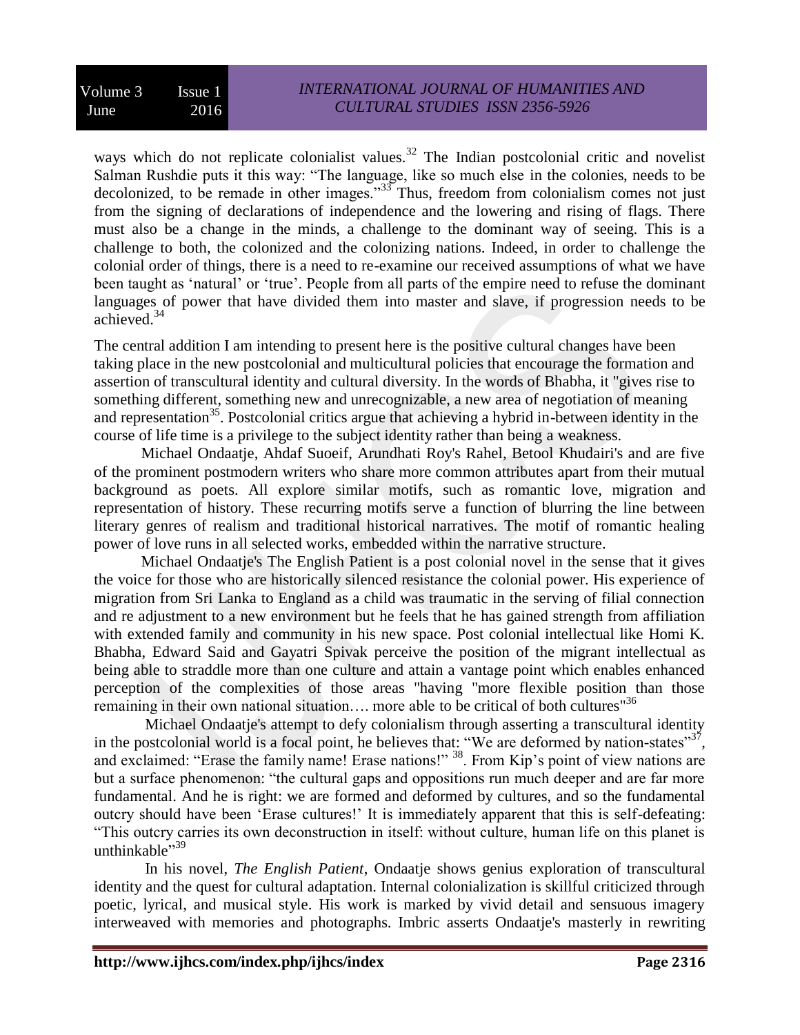ways which do not replicate colonialist values.[32] The Indian postcolonial critic and novelist Salman Rushdie puts it this way: "The language, like so much else in the colonies, needs to be decolonized, to be remade in other images."[33] Thus, freedom from colonialism comes not just from the signing of declarations of independence and the lowering and rising of flags. There must also be a change in the minds, a challenge to the dominant way of seeing. This is a challenge to both, the colonized and the colonizing nations. Indeed, in order to challenge the colonial order of things, there is a need to re-examine our received assumptions of what we have been taught as 'natural' or 'true'. People from all parts of the empire need to refuse the dominant languages of power that have divided them into master and slave, if progression needs to be achieved.[34]

The central addition I am intending to present here is the positive cultural changes have been taking place in the new postcolonial and multicultural policies that encourage the formation and assertion of transcultural identity and cultural diversity. In the words of Bhabha, it "gives rise to something different, something new and unrecognizable, a new area of negotiation of meaning and representation[35]. Postcolonial critics argue that achieving a hybrid in-between identity in the course of life time is a privilege to the subject identity rather than being a weakness.

Michael Ondaatje, Ahdaf Suoeif, Arundhati Roy's Rahel, Betool Khudairi's and are five of the prominent postmodern writers who share more common attributes apart from their mutual background as poets. All explore similar motifs, such as romantic love, migration and representation of history. These recurring motifs serve a function of blurring the line between literary genres of realism and traditional historical narratives. The motif of romantic healing power of love runs in all selected works, embedded within the narrative structure.

Michael Ondaatje's The English Patient is a post colonial novel in the sense that it gives the voice for those who are historically silenced resistance the colonial power. His experience of migration from Sri Lanka to England as a child was traumatic in the serving of filial connection and re adjustment to a new environment but he feels that he has gained strength from affiliation with extended family and community in his new space. Post colonial intellectual like Homi K. Bhabha, Edward Said and Gayatri Spivak perceive the position of the migrant intellectual as being able to straddle more than one culture and attain a vantage point which enables enhanced perception of the complexities of those areas "having "more flexible position than those remaining in their own national situation…. more able to be critical of both cultures"[36]

Michael Ondaatje's attempt to defy colonialism through asserting a transcultural identity in the postcolonial world is a focal point, he believes that: "We are deformed by nation-states"[37], and exclaimed: "Erase the family name! Erase nations!" [38]. From Kip's point of view nations are but a surface phenomenon: "the cultural gaps and oppositions run much deeper and are far more fundamental. And he is right: we are formed and deformed by cultures, and so the fundamental outcry should have been 'Erase cultures!' It is immediately apparent that this is self-defeating: "This outcry carries its own deconstruction in itself: without culture, human life on this planet is unthinkable"[39]

In his novel, *The English Patient*, Ondaatje shows genius exploration of transcultural identity and the quest for cultural adaptation. Internal colonialization is skillful criticized through poetic, lyrical, and musical style. His work is marked by vivid detail and sensuous imagery interweaved with memories and photographs. Imbric asserts Ondaatje's masterly in rewriting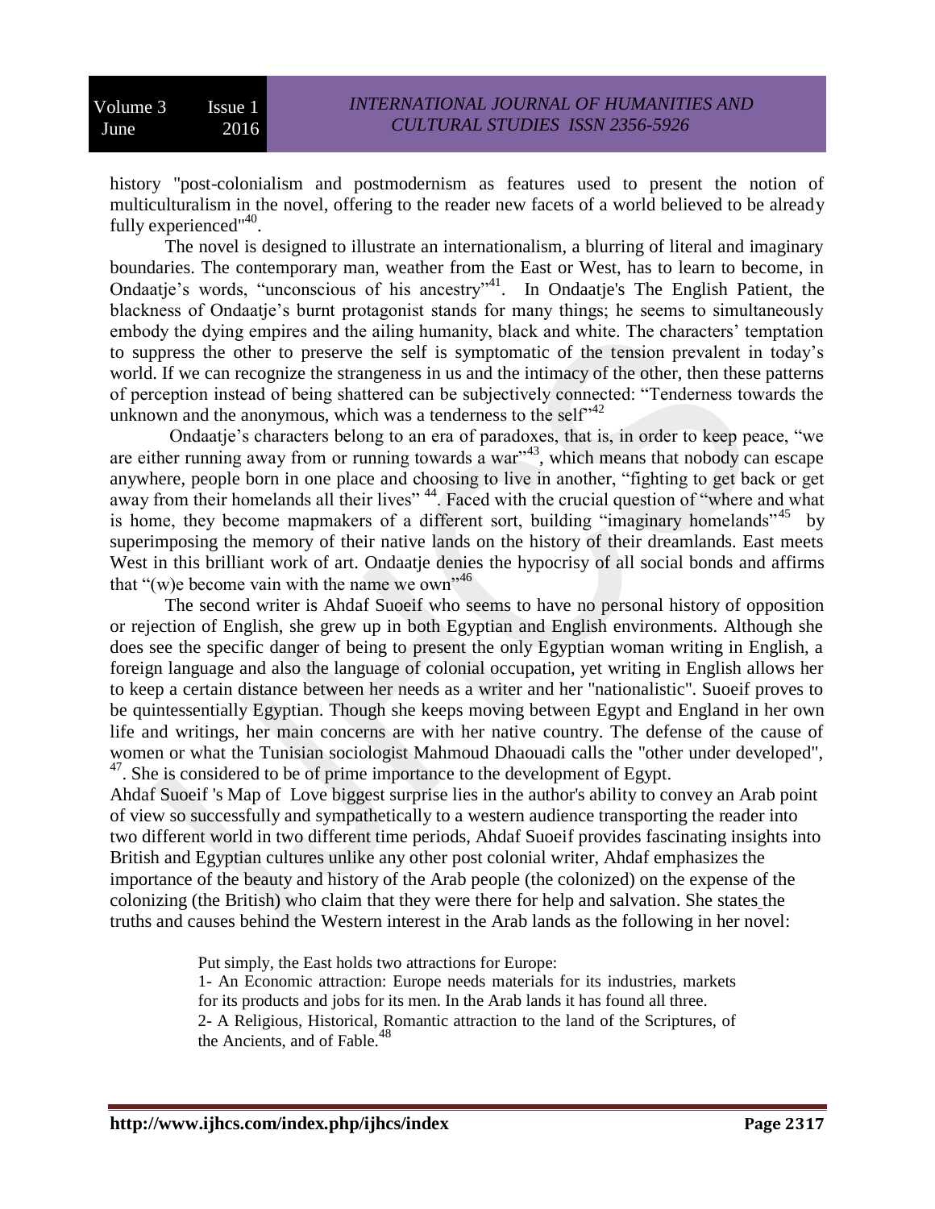history "post-colonialism and postmodernism as features used to present the notion of multiculturalism in the novel, offering to the reader new facets of a world believed to be already fully experienced"[40].

The novel is designed to illustrate an internationalism, a blurring of literal and imaginary boundaries. The contemporary man, weather from the East or West, has to learn to become, in Ondaatje's words, "unconscious of his ancestry"[41]. In Ondaatje's The English Patient, the blackness of Ondaatje's burnt protagonist stands for many things; he seems to simultaneously embody the dying empires and the ailing humanity, black and white. The characters' temptation to suppress the other to preserve the self is symptomatic of the tension prevalent in today's world. If we can recognize the strangeness in us and the intimacy of the other, then these patterns of perception instead of being shattered can be subjectively connected: "Tenderness towards the unknown and the anonymous, which was a tenderness to the self"[42]

Ondaatje's characters belong to an era of paradoxes, that is, in order to keep peace, "we are either running away from or running towards a war"[43], which means that nobody can escape anywhere, people born in one place and choosing to live in another, "fighting to get back or get away from their homelands all their lives" [44]. Faced with the crucial question of "where and what is home, they become mapmakers of a different sort, building "imaginary homelands"[45] by superimposing the memory of their native lands on the history of their dreamlands. East meets West in this brilliant work of art. Ondaatje denies the hypocrisy of all social bonds and affirms that "(w)e become vain with the name we own"[46]

The second writer is Ahdaf Suoeif who seems to have no personal history of opposition or rejection of English, she grew up in both Egyptian and English environments. Although she does see the specific danger of being to present the only Egyptian woman writing in English, a foreign language and also the language of colonial occupation, yet writing in English allows her to keep a certain distance between her needs as a writer and her "nationalistic". Suoeif proves to be quintessentially Egyptian. Though she keeps moving between Egypt and England in her own life and writings, her main concerns are with her native country. The defense of the cause of women or what the Tunisian sociologist Mahmoud Dhaouadi calls the "other under developed", [47]. She is considered to be of prime importance to the development of Egypt.

Ahdaf Suoeif 's Map of Love biggest surprise lies in the author's ability to convey an Arab point of view so successfully and sympathetically to a western audience transporting the reader into two different world in two different time periods, Ahdaf Suoeif provides fascinating insights into British and Egyptian cultures unlike any other post colonial writer, Ahdaf emphasizes the importance of the beauty and history of the Arab people (the colonized) on the expense of the colonizing (the British) who claim that they were there for help and salvation. She states the truths and causes behind the Western interest in the Arab lands as the following in her novel:

> Put simply, the East holds two attractions for Europe:
>
> 1- An Economic attraction: Europe needs materials for its industries, markets for its products and jobs for its men. In the Arab lands it has found all three.
>
> 2- A Religious, Historical, Romantic attraction to the land of the Scriptures, of the Ancients, and of Fable.[48]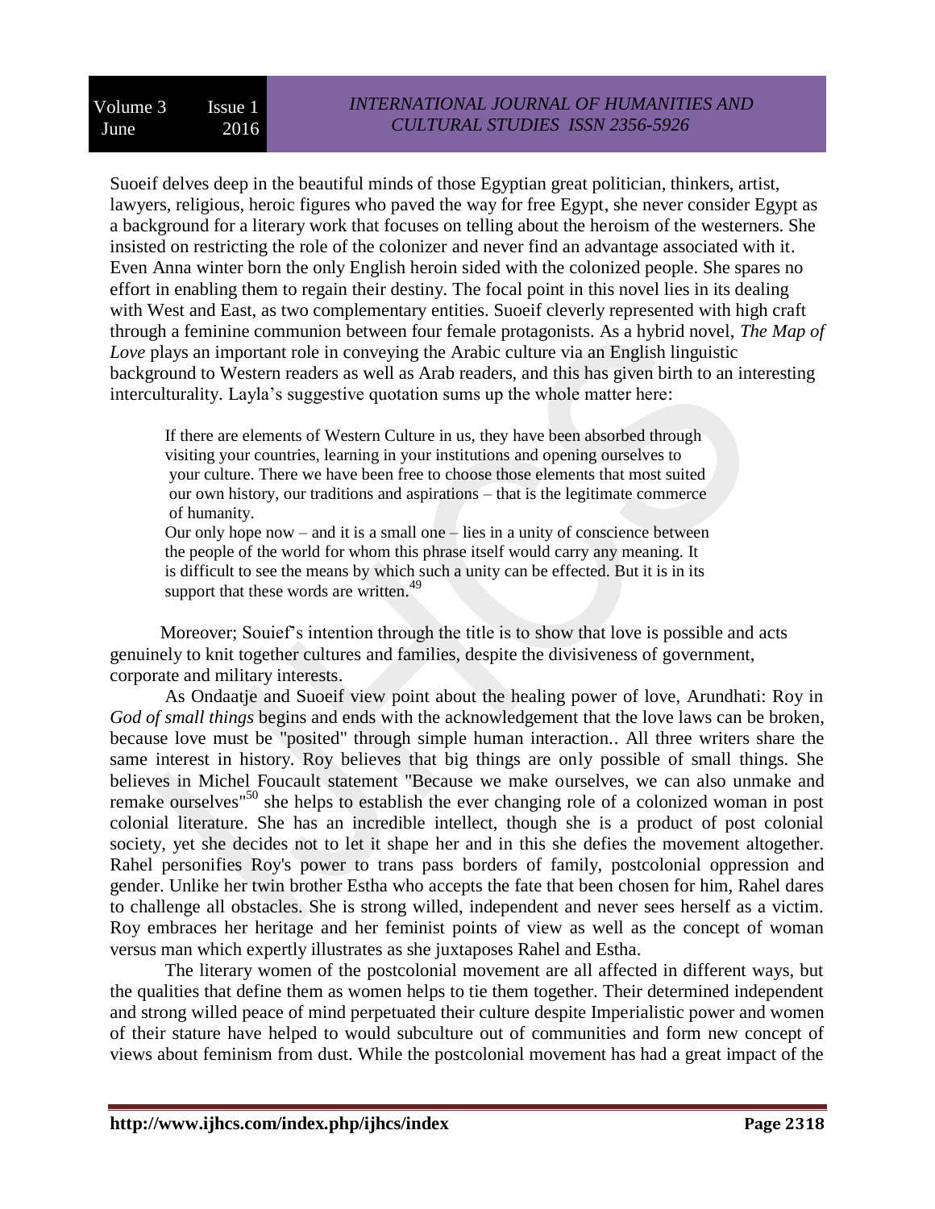Suoeif delves deep in the beautiful minds of those Egyptian great politician, thinkers, artist, lawyers, religious, heroic figures who paved the way for free Egypt, she never consider Egypt as a background for a literary work that focuses on telling about the heroism of the westerners. She insisted on restricting the role of the colonizer and never find an advantage associated with it. Even Anna winter born the only English heroin sided with the colonized people. She spares no effort in enabling them to regain their destiny. The focal point in this novel lies in its dealing with West and East, as two complementary entities. Suoeif cleverly represented with high craft through a feminine communion between four female protagonists. As a hybrid novel, *The Map of Love* plays an important role in conveying the Arabic culture via an English linguistic background to Western readers as well as Arab readers, and this has given birth to an interesting interculturality. Layla's suggestive quotation sums up the whole matter here:

> If there are elements of Western Culture in us, they have been absorbed through visiting your countries, learning in your institutions and opening ourselves to your culture. There we have been free to choose those elements that most suited our own history, our traditions and aspirations – that is the legitimate commerce of humanity.
>
> Our only hope now – and it is a small one – lies in a unity of conscience between the people of the world for whom this phrase itself would carry any meaning. It is difficult to see the means by which such a unity can be effected. But it is in its support that these words are written.[49]

Moreover; Souief's intention through the title is to show that love is possible and acts genuinely to knit together cultures and families, despite the divisiveness of government, corporate and military interests.

As Ondaatje and Suoeif view point about the healing power of love, Arundhati: Roy in *God of small things* begins and ends with the acknowledgement that the love laws can be broken, because love must be "posited" through simple human interaction.. All three writers share the same interest in history. Roy believes that big things are only possible of small things. She believes in Michel Foucault statement "Because we make ourselves, we can also unmake and remake ourselves"[50] she helps to establish the ever changing role of a colonized woman in post colonial literature. She has an incredible intellect, though she is a product of post colonial society, yet she decides not to let it shape her and in this she defies the movement altogether. Rahel personifies Roy's power to trans pass borders of family, postcolonial oppression and gender. Unlike her twin brother Estha who accepts the fate that been chosen for him, Rahel dares to challenge all obstacles. She is strong willed, independent and never sees herself as a victim. Roy embraces her heritage and her feminist points of view as well as the concept of woman versus man which expertly illustrates as she juxtaposes Rahel and Estha.

The literary women of the postcolonial movement are all affected in different ways, but the qualities that define them as women helps to tie them together. Their determined independent and strong willed peace of mind perpetuated their culture despite Imperialistic power and women of their stature have helped to would subculture out of communities and form new concept of views about feminism from dust. While the postcolonial movement has had a great impact of the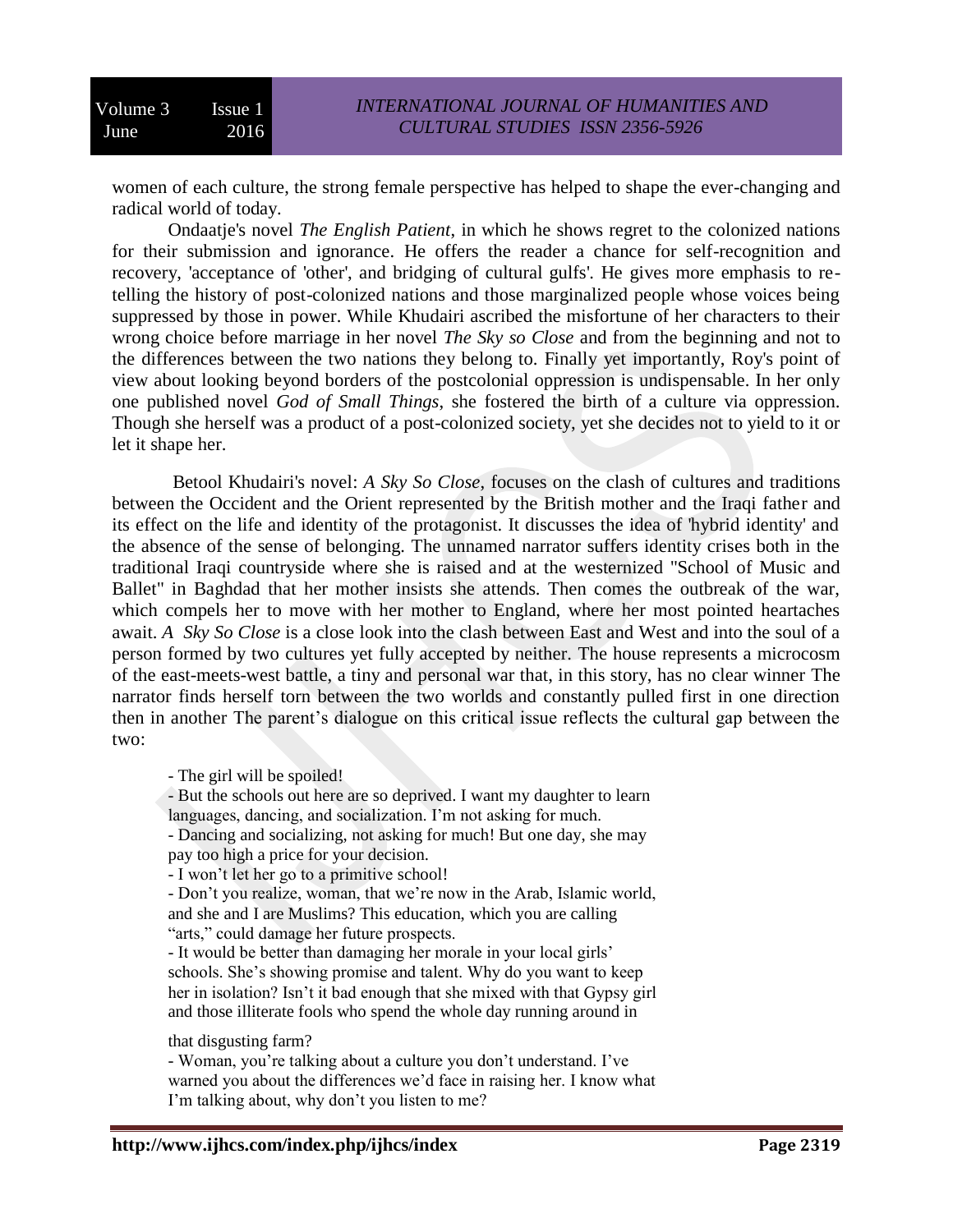women of each culture, the strong female perspective has helped to shape the ever-changing and radical world of today.

Ondaatje's novel *The English Patient*, in which he shows regret to the colonized nations for their submission and ignorance. He offers the reader a chance for self-recognition and recovery, 'acceptance of 'other', and bridging of cultural gulfs'. He gives more emphasis to re-telling the history of post-colonized nations and those marginalized people whose voices being suppressed by those in power. While Khudairi ascribed the misfortune of her characters to their wrong choice before marriage in her novel *The Sky so Close* and from the beginning and not to the differences between the two nations they belong to. Finally yet importantly, Roy's point of view about looking beyond borders of the postcolonial oppression is undispensable. In her only one published novel *God of Small Things*, she fostered the birth of a culture via oppression. Though she herself was a product of a post-colonized society, yet she decides not to yield to it or let it shape her.

Betool Khudairi's novel: *A Sky So Close*, focuses on the clash of cultures and traditions between the Occident and the Orient represented by the British mother and the Iraqi father and its effect on the life and identity of the protagonist. It discusses the idea of 'hybrid identity' and the absence of the sense of belonging. The unnamed narrator suffers identity crises both in the traditional Iraqi countryside where she is raised and at the westernized "School of Music and Ballet" in Baghdad that her mother insists she attends. Then comes the outbreak of the war, which compels her to move with her mother to England, where her most pointed heartaches await. *A Sky So Close* is a close look into the clash between East and West and into the soul of a person formed by two cultures yet fully accepted by neither. The house represents a microcosm of the east-meets-west battle, a tiny and personal war that, in this story, has no clear winner The narrator finds herself torn between the two worlds and constantly pulled first in one direction then in another The parent's dialogue on this critical issue reflects the cultural gap between the two:

> - The girl will be spoiled!
> - But the schools out here are so deprived. I want my daughter to learn languages, dancing, and socialization. I'm not asking for much.
> - Dancing and socializing, not asking for much! But one day, she may pay too high a price for your decision.
> - I won't let her go to a primitive school!
> - Don't you realize, woman, that we're now in the Arab, Islamic world, and she and I are Muslims? This education, which you are calling "arts," could damage her future prospects.
> - It would be better than damaging her morale in your local girls' schools. She's showing promise and talent. Why do you want to keep her in isolation? Isn't it bad enough that she mixed with that Gypsy girl and those illiterate fools who spend the whole day running around in that disgusting farm?
> - Woman, you're talking about a culture you don't understand. I've warned you about the differences we'd face in raising her. I know what I'm talking about, why don't you listen to me?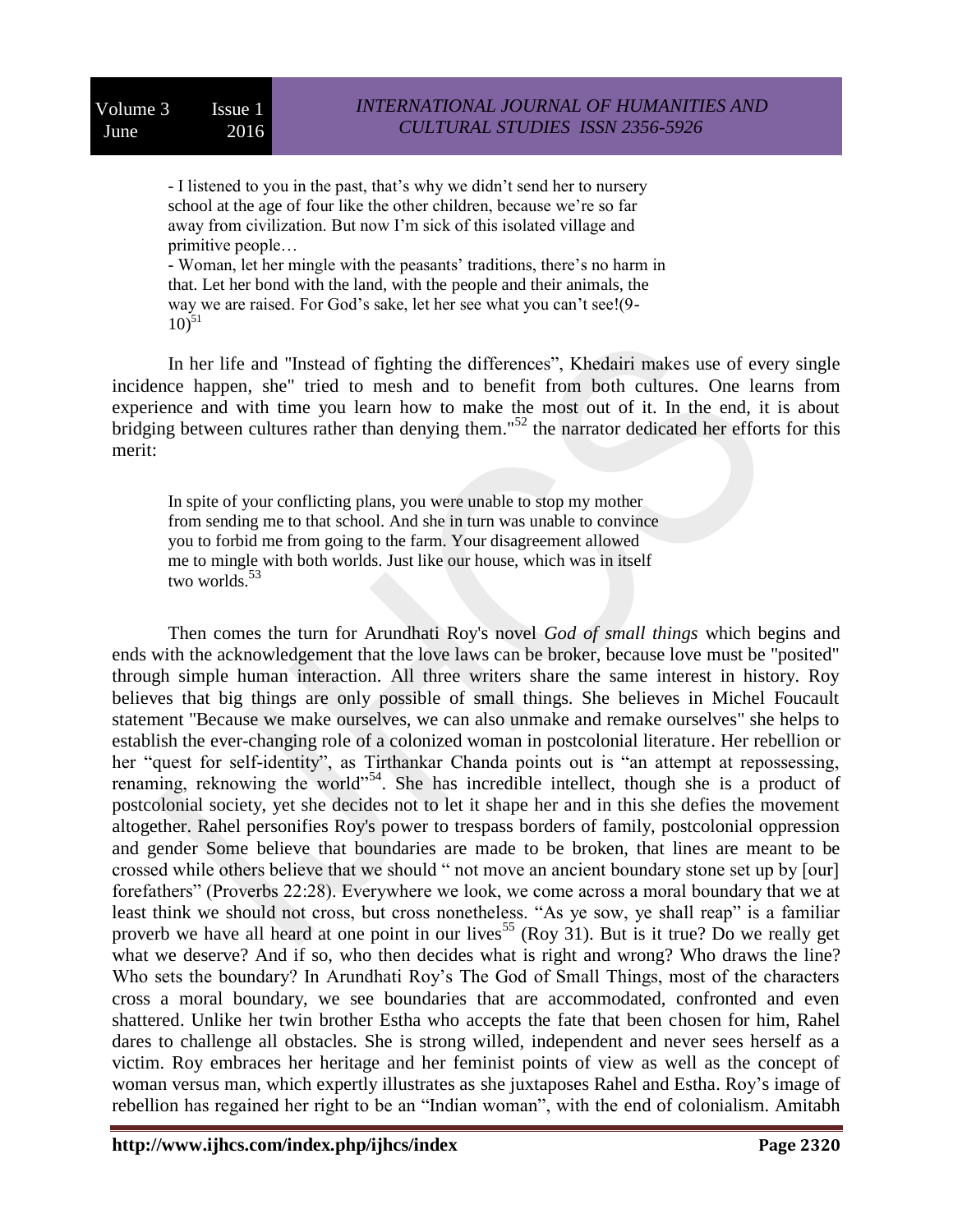> - I listened to you in the past, that's why we didn't send her to nursery school at the age of four like the other children, because we're so far away from civilization. But now I'm sick of this isolated village and primitive people…
> - Woman, let her mingle with the peasants' traditions, there's no harm in that. Let her bond with the land, with the people and their animals, the way we are raised. For God's sake, let her see what you can't see!(9-10)[51]

In her life and "Instead of fighting the differences", Khedairi makes use of every single incidence happen, she" tried to mesh and to benefit from both cultures. One learns from experience and with time you learn how to make the most out of it. In the end, it is about bridging between cultures rather than denying them."[52] the narrator dedicated her efforts for this merit:

> In spite of your conflicting plans, you were unable to stop my mother from sending me to that school. And she in turn was unable to convince you to forbid me from going to the farm. Your disagreement allowed me to mingle with both worlds. Just like our house, which was in itself two worlds.[53]

Then comes the turn for Arundhati Roy's novel *God of small things* which begins and ends with the acknowledgement that the love laws can be broker, because love must be "posited" through simple human interaction. All three writers share the same interest in history. Roy believes that big things are only possible of small things. She believes in Michel Foucault statement "Because we make ourselves, we can also unmake and remake ourselves" she helps to establish the ever-changing role of a colonized woman in postcolonial literature. Her rebellion or her "quest for self-identity", as Tirthankar Chanda points out is "an attempt at repossessing, renaming, reknowing the world"[54]. She has incredible intellect, though she is a product of postcolonial society, yet she decides not to let it shape her and in this she defies the movement altogether. Rahel personifies Roy's power to trespass borders of family, postcolonial oppression and gender Some believe that boundaries are made to be broken, that lines are meant to be crossed while others believe that we should " not move an ancient boundary stone set up by [our] forefathers" (Proverbs 22:28). Everywhere we look, we come across a moral boundary that we at least think we should not cross, but cross nonetheless. "As ye sow, ye shall reap" is a familiar proverb we have all heard at one point in our lives[55] (Roy 31). But is it true? Do we really get what we deserve? And if so, who then decides what is right and wrong? Who draws the line? Who sets the boundary? In Arundhati Roy's The God of Small Things, most of the characters cross a moral boundary, we see boundaries that are accommodated, confronted and even shattered. Unlike her twin brother Estha who accepts the fate that been chosen for him, Rahel dares to challenge all obstacles. She is strong willed, independent and never sees herself as a victim. Roy embraces her heritage and her feminist points of view as well as the concept of woman versus man, which expertly illustrates as she juxtaposes Rahel and Estha. Roy's image of rebellion has regained her right to be an "Indian woman", with the end of colonialism. Amitabh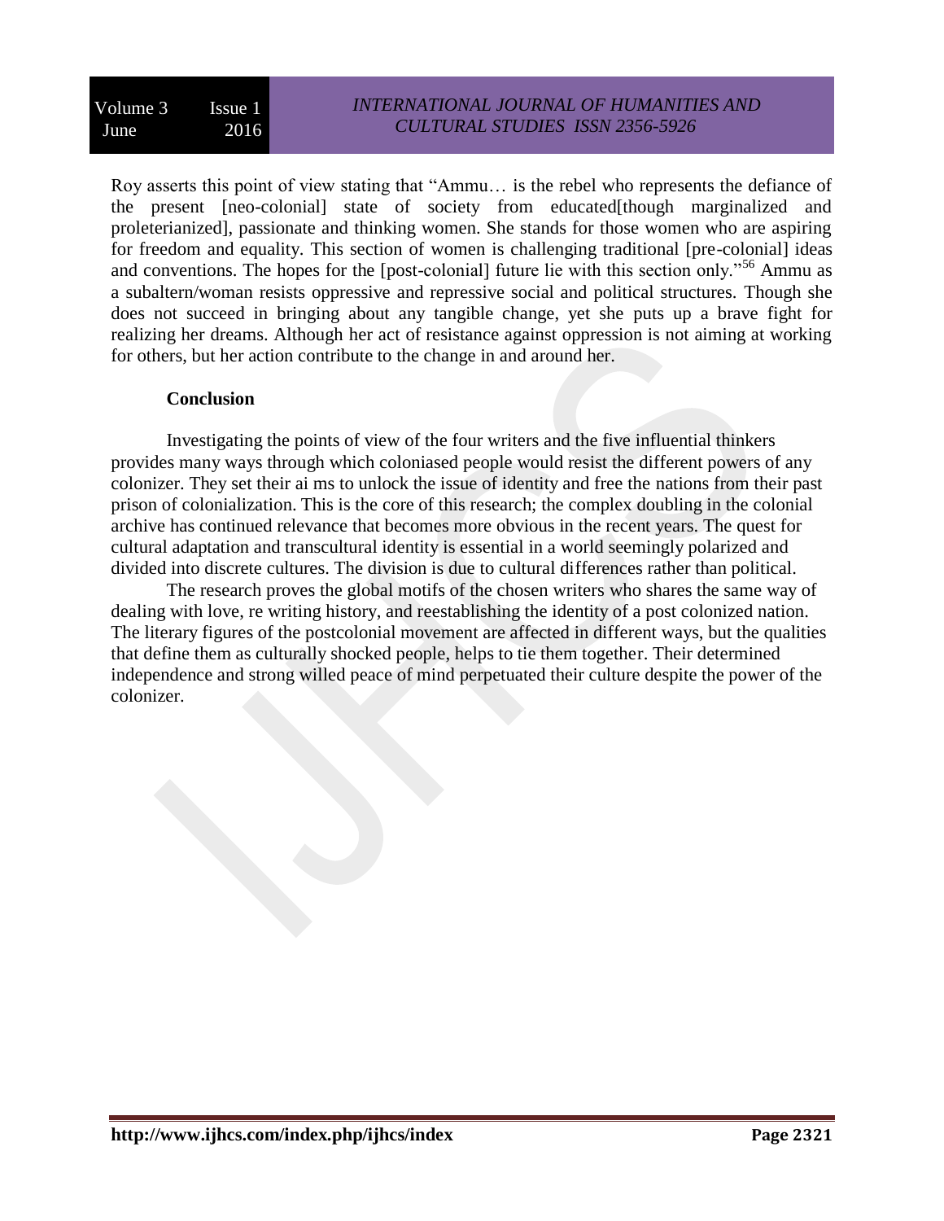Roy asserts this point of view stating that "Ammu… is the rebel who represents the defiance of the present [neo-colonial] state of society from educated[though marginalized and proleterianized], passionate and thinking women. She stands for those women who are aspiring for freedom and equality. This section of women is challenging traditional [pre-colonial] ideas and conventions. The hopes for the [post-colonial] future lie with this section only."[56] Ammu as a subaltern/woman resists oppressive and repressive social and political structures. Though she does not succeed in bringing about any tangible change, yet she puts up a brave fight for realizing her dreams. Although her act of resistance against oppression is not aiming at working for others, but her action contribute to the change in and around her.

**Conclusion**

Investigating the points of view of the four writers and the five influential thinkers provides many ways through which coloniased people would resist the different powers of any colonizer. They set their ai ms to unlock the issue of identity and free the nations from their past prison of colonialization. This is the core of this research; the complex doubling in the colonial archive has continued relevance that becomes more obvious in the recent years. The quest for cultural adaptation and transcultural identity is essential in a world seemingly polarized and divided into discrete cultures. The division is due to cultural differences rather than political.

The research proves the global motifs of the chosen writers who shares the same way of dealing with love, re writing history, and reestablishing the identity of a post colonized nation. The literary figures of the postcolonial movement are affected in different ways, but the qualities that define them as culturally shocked people, helps to tie them together. Their determined independence and strong willed peace of mind perpetuated their culture despite the power of the colonizer.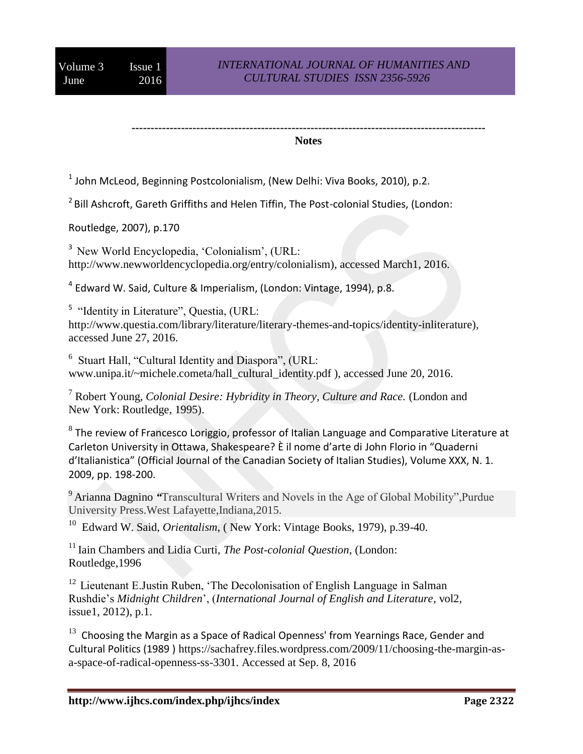---

**Notes**

[1] John McLeod, Beginning Postcolonialism, (New Delhi: Viva Books, 2010), p.2.

[2] Bill Ashcroft, Gareth Griffiths and Helen Tiffin, The Post-colonial Studies, (London: Routledge, 2007), p.170

[3] New World Encyclopedia, 'Colonialism', (URL: http://www.newworldencyclopedia.org/entry/colonialism), accessed March1, 2016.

[4] Edward W. Said, Culture & Imperialism, (London: Vintage, 1994), p.8.

[5] "Identity in Literature", Questia, (URL: http://www.questia.com/library/literature/literary-themes-and-topics/identity-inliterature), accessed June 27, 2016.

[6] Stuart Hall, "Cultural Identity and Diaspora", (URL: www.unipa.it/~michele.cometa/hall_cultural_identity.pdf ), accessed June 20, 2016.

[7] Robert Young, *Colonial Desire: Hybridity in Theory, Culture and Race.* (London and New York: Routledge, 1995).

[8] The review of Francesco Loriggio, professor of Italian Language and Comparative Literature at Carleton University in Ottawa, Shakespeare? È il nome d'arte di John Florio in "Quaderni d'Italianistica" (Official Journal of the Canadian Society of Italian Studies), Volume XXX, N. 1. 2009, pp. 198-200.

[9] Arianna Dagnino **"**Transcultural Writers and Novels in the Age of Global Mobility",Purdue University Press.West Lafayette,Indiana,2015.

[10] Edward W. Said, *Orientalism*, ( New York: Vintage Books, 1979), p.39-40.

[11] Iain Chambers and Lidia Curti, *The Post-colonial Question*, (London: Routledge,1996

[12] Lieutenant E.Justin Ruben, 'The Decolonisation of English Language in Salman Rushdie's *Midnight Children*', (*International Journal of English and Literature*, vol2, issue1, 2012), p.1.

[13] Choosing the Margin as a Space of Radical Openness' from Yearnings Race, Gender and Cultural Politics (1989 ) https://sachafrey.files.wordpress.com/2009/11/choosing-the-margin-as-a-space-of-radical-openness-ss-3301. Accessed at Sep. 8, 2016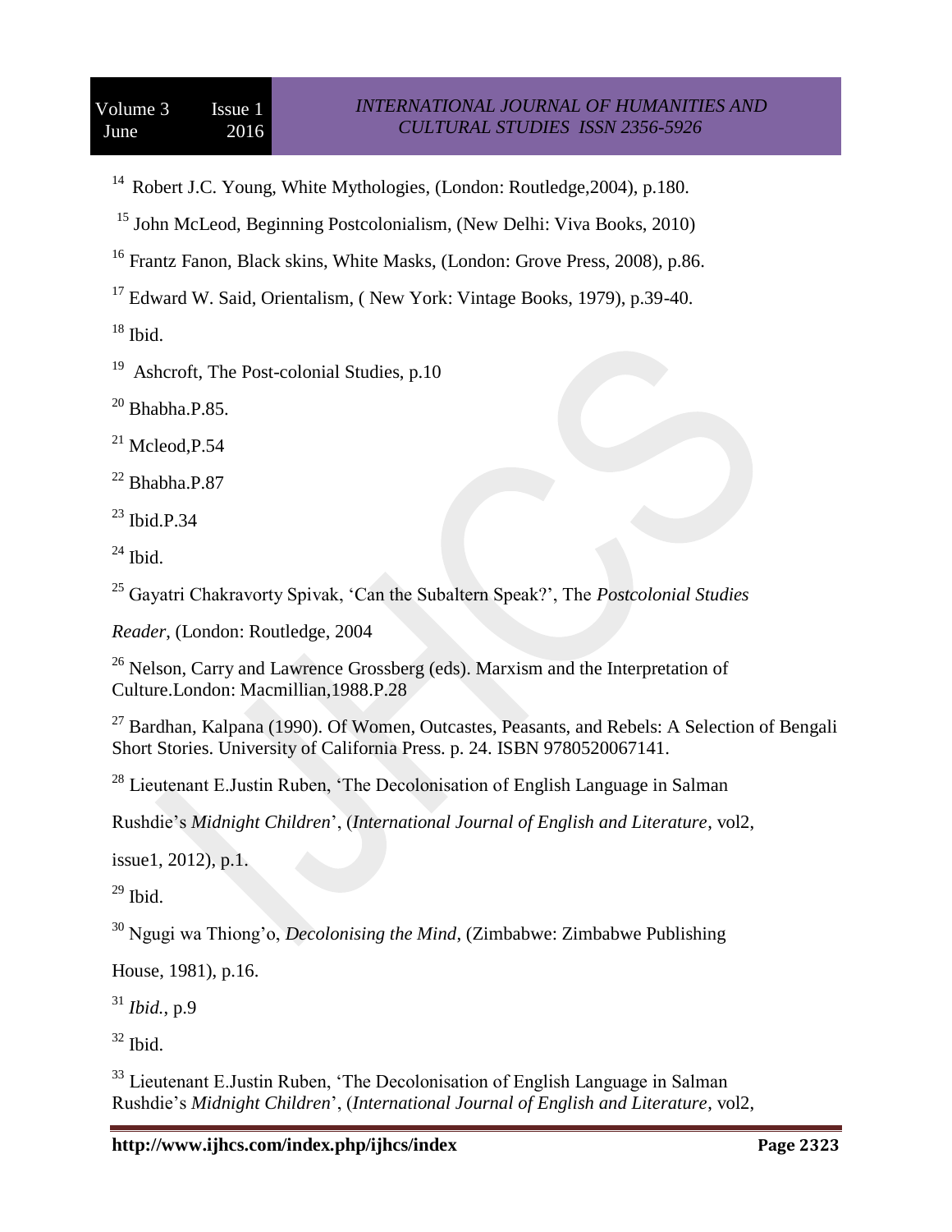[14] Robert J.C. Young, White Mythologies, (London: Routledge,2004), p.180.

[15] John McLeod, Beginning Postcolonialism, (New Delhi: Viva Books, 2010)

[16] Frantz Fanon, Black skins, White Masks, (London: Grove Press, 2008), p.86.

[17] Edward W. Said, Orientalism, ( New York: Vintage Books, 1979), p.39-40.

[18] Ibid.

[19] Ashcroft, The Post-colonial Studies, p.10

[20] Bhabha.P.85.

[21] Mcleod,P.54

[22] Bhabha.P.87

[23] Ibid.P.34

[24] Ibid.

[25] Gayatri Chakravorty Spivak, 'Can the Subaltern Speak?', The *Postcolonial Studies Reader*, (London: Routledge, 2004

[26] Nelson, Carry and Lawrence Grossberg (eds). Marxism and the Interpretation of Culture.London: Macmillian,1988.P.28

[27] Bardhan, Kalpana (1990). Of Women, Outcastes, Peasants, and Rebels: A Selection of Bengali Short Stories. University of California Press. p. 24. ISBN 9780520067141.

[28] Lieutenant E.Justin Ruben, 'The Decolonisation of English Language in Salman Rushdie's *Midnight Children*', (*International Journal of English and Literature*, vol2, issue1, 2012), p.1.

[29] Ibid.

[30] Ngugi wa Thiong'o, *Decolonising the Mind*, (Zimbabwe: Zimbabwe Publishing House, 1981), p.16.

[31] *Ibid.*, p.9

[32] Ibid.

[33] Lieutenant E.Justin Ruben, 'The Decolonisation of English Language in Salman Rushdie's *Midnight Children*', (*International Journal of English and Literature*, vol2,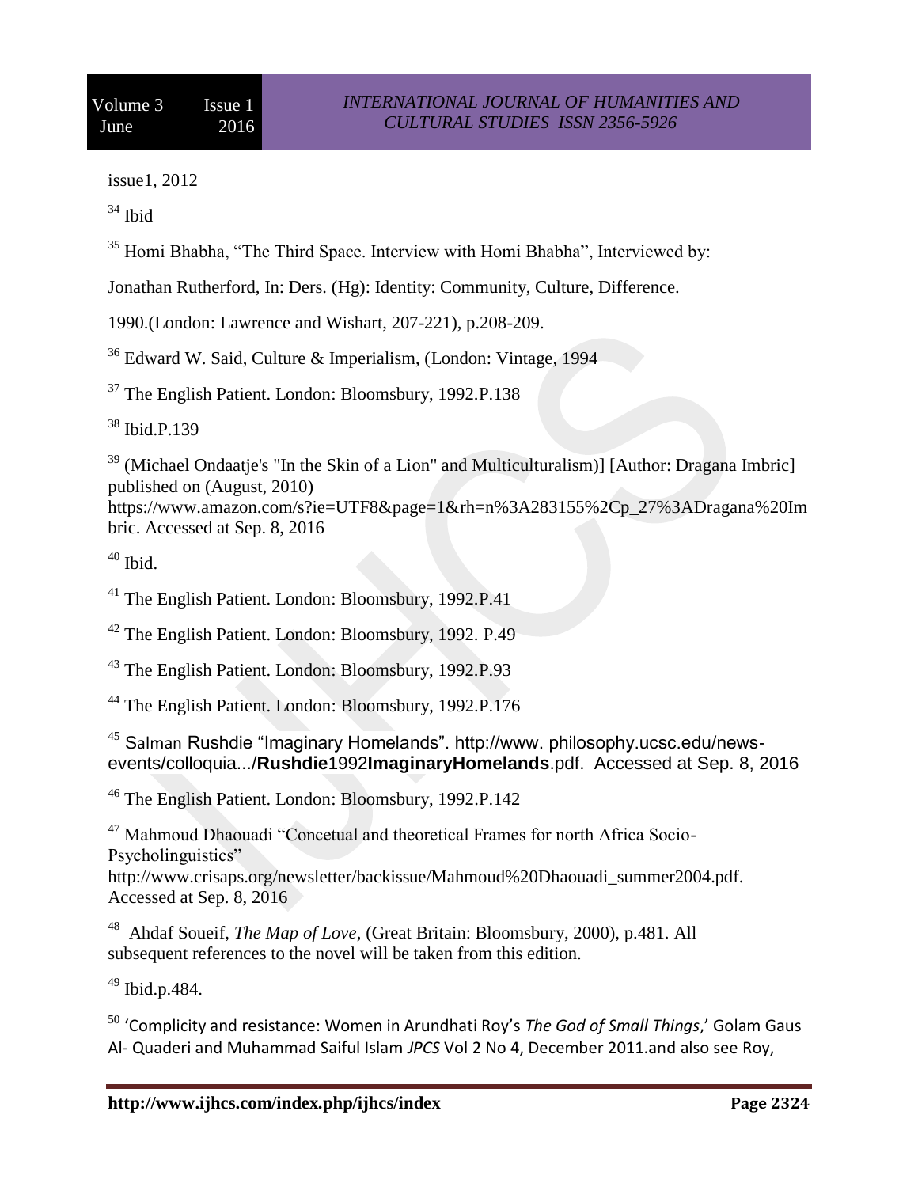issue1, 2012

[34] Ibid

[35] Homi Bhabha, "The Third Space. Interview with Homi Bhabha", Interviewed by: Jonathan Rutherford, In: Ders. (Hg): Identity: Community, Culture, Difference. 1990.(London: Lawrence and Wishart, 207-221), p.208-209.

[36] Edward W. Said, Culture & Imperialism, (London: Vintage, 1994

[37] The English Patient. London: Bloomsbury, 1992.P.138

[38] Ibid.P.139

[39] (Michael Ondaatje's "In the Skin of a Lion" and Multiculturalism)] [Author: Dragana Imbric] published on (August, 2010) https://www.amazon.com/s?ie=UTF8&page=1&rh=n%3A283155%2Cp_27%3ADragana%20Imbric. Accessed at Sep. 8, 2016

[40] Ibid.

[41] The English Patient. London: Bloomsbury, 1992.P.41

[42] The English Patient. London: Bloomsbury, 1992. P.49

[43] The English Patient. London: Bloomsbury, 1992.P.93

[44] The English Patient. London: Bloomsbury, 1992.P.176

[45] Salman Rushdie "Imaginary Homelands". http://www. philosophy.ucsc.edu/news-events/colloquia.../**Rushdie**1992**ImaginaryHomelands**.pdf. Accessed at Sep. 8, 2016

[46] The English Patient. London: Bloomsbury, 1992.P.142

[47] Mahmoud Dhaouadi "Concetual and theoretical Frames for north Africa Socio-Psycholinguistics" http://www.crisaps.org/newsletter/backissue/Mahmoud%20Dhaouadi_summer2004.pdf. Accessed at Sep. 8, 2016

[48] Ahdaf Soueif, *The Map of Love*, (Great Britain: Bloomsbury, 2000), p.481. All subsequent references to the novel will be taken from this edition.

[49] Ibid.p.484.

[50] 'Complicity and resistance: Women in Arundhati Roy's *The God of Small Things*,' Golam Gaus Al- Quaderi and Muhammad Saiful Islam *JPCS* Vol 2 No 4, December 2011.and also see Roy,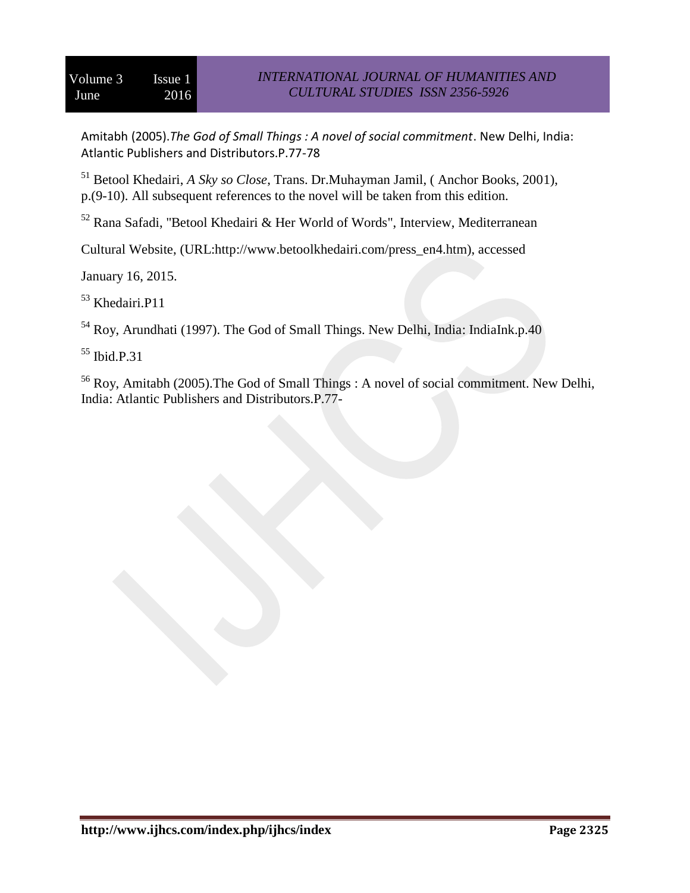Amitabh (2005).*The God of Small Things : A novel of social commitment*. New Delhi, India: Atlantic Publishers and Distributors.P.77-78

[51] Betool Khedairi, *A Sky so Close*, Trans. Dr.Muhayman Jamil, ( Anchor Books, 2001), p.(9-10). All subsequent references to the novel will be taken from this edition.

[52] Rana Safadi, "Betool Khedairi & Her World of Words", Interview, Mediterranean Cultural Website, (URL:http://www.betoolkhedairi.com/press_en4.htm), accessed January 16, 2015.

[53] Khedairi.P11

[54] Roy, Arundhati (1997). The God of Small Things. New Delhi, India: IndiaInk.p.40

[55] Ibid.P.31

[56] Roy, Amitabh (2005).The God of Small Things : A novel of social commitment. New Delhi, India: Atlantic Publishers and Distributors.P.77-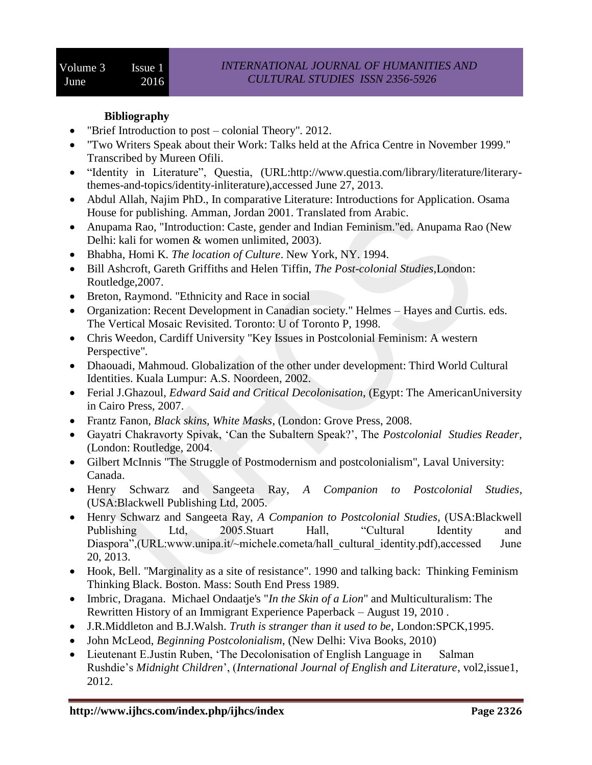**Bibliography**

- "Brief Introduction to post – colonial Theory". 2012.
- "Two Writers Speak about their Work: Talks held at the Africa Centre in November 1999." Transcribed by Mureen Ofili.
- "Identity in Literature", Questia, (URL:http://www.questia.com/library/literature/literary-themes-and-topics/identity-inliterature),accessed June 27, 2013.
- Abdul Allah, Najim PhD., In comparative Literature: Introductions for Application. Osama House for publishing. Amman, Jordan 2001. Translated from Arabic.
- Anupama Rao, "Introduction: Caste, gender and Indian Feminism."ed. Anupama Rao (New Delhi: kali for women & women unlimited, 2003).
- Bhabha, Homi K. *The location of Culture*. New York, NY. 1994.
- Bill Ashcroft, Gareth Griffiths and Helen Tiffin, *The Post-colonial Studies*,London: Routledge,2007.
- Breton, Raymond. "Ethnicity and Race in social
- Organization: Recent Development in Canadian society." Helmes – Hayes and Curtis. eds. The Vertical Mosaic Revisited. Toronto: U of Toronto P, 1998.
- Chris Weedon, Cardiff University "Key Issues in Postcolonial Feminism: A western Perspective".
- Dhaouadi, Mahmoud. Globalization of the other under development: Third World Cultural Identities. Kuala Lumpur: A.S. Noordeen, 2002.
- Ferial J.Ghazoul, *Edward Said and Critical Decolonisation*, (Egypt: The AmericanUniversity in Cairo Press, 2007.
- Frantz Fanon, *Black skins, White Masks*, (London: Grove Press, 2008.
- Gayatri Chakravorty Spivak, 'Can the Subaltern Speak?', The *Postcolonial Studies Reader*, (London: Routledge, 2004.
- Gilbert McInnis "The Struggle of Postmodernism and postcolonialism", Laval University: Canada.
- Henry Schwarz and Sangeeta Ray, *A Companion to Postcolonial Studies*, (USA:Blackwell Publishing Ltd, 2005.
- Henry Schwarz and Sangeeta Ray, *A Companion to Postcolonial Studies*, (USA:Blackwell Publishing Ltd, 2005.Stuart Hall, "Cultural Identity and Diaspora",(URL:www.unipa.it/~michele.cometa/hall_cultural_identity.pdf),accessed June 20, 2013.
- Hook, Bell. "Marginality as a site of resistance". 1990 and talking back: Thinking Feminism Thinking Black. Boston. Mass: South End Press 1989.
- Imbric, Dragana. Michael Ondaatje's "*In the Skin of a Lion*" and Multiculturalism: The Rewritten History of an Immigrant Experience Paperback – August 19, 2010 .
- J.R.Middleton and B.J.Walsh. *Truth is stranger than it used to be*, London:SPCK,1995.
- John McLeod, *Beginning Postcolonialism*, (New Delhi: Viva Books, 2010)
- Lieutenant E.Justin Ruben, 'The Decolonisation of English Language in Salman Rushdie's *Midnight Children*', (*International Journal of English and Literature*, vol2,issue1, 2012.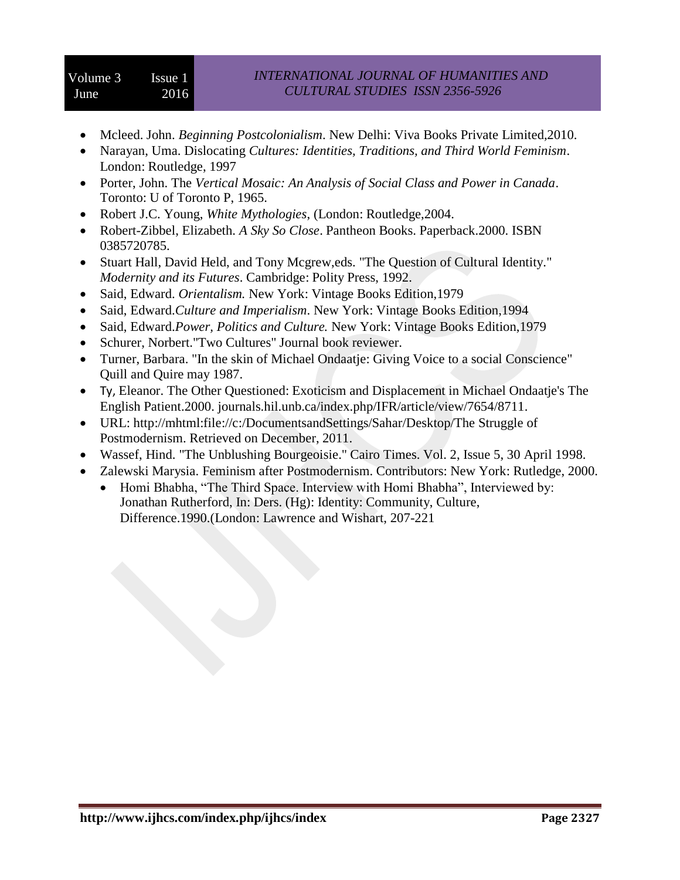- Mcleed. John. *Beginning Postcolonialism*. New Delhi: Viva Books Private Limited,2010.
- Narayan, Uma. Dislocating *Cultures: Identities, Traditions, and Third World Feminism*. London: Routledge, 1997
- Porter, John. The *Vertical Mosaic: An Analysis of Social Class and Power in Canada*. Toronto: U of Toronto P, 1965.
- Robert J.C. Young, *White Mythologies*, (London: Routledge,2004.
- Robert-Zibbel, Elizabeth. *A Sky So Close*. Pantheon Books. Paperback.2000. ISBN 0385720785.
- Stuart Hall, David Held, and Tony Mcgrew,eds. "The Question of Cultural Identity." *Modernity and its Futures*. Cambridge: Polity Press, 1992.
- Said, Edward. *Orientalism.* New York: Vintage Books Edition,1979
- Said, Edward.*Culture and Imperialism*. New York: Vintage Books Edition,1994
- Said, Edward.*Power, Politics and Culture.* New York: Vintage Books Edition,1979
- Schurer, Norbert."Two Cultures" Journal book reviewer.
- Turner, Barbara. "In the skin of Michael Ondaatje: Giving Voice to a social Conscience" Quill and Quire may 1987.
- Ty, Eleanor. The Other Questioned: Exoticism and Displacement in Michael Ondaatje's The English Patient.2000. journals.hil.unb.ca/index.php/IFR/article/view/7654/8711.
- URL: http://mhtml:file://c:/DocumentsandSettings/Sahar/Desktop/The Struggle of Postmodernism. Retrieved on December, 2011.
- Wassef, Hind. "The Unblushing Bourgeoisie." Cairo Times. Vol. 2, Issue 5, 30 April 1998.
- Zalewski Marysia. Feminism after Postmodernism. Contributors: New York: Rutledge, 2000.
  - Homi Bhabha, "The Third Space. Interview with Homi Bhabha", Interviewed by: Jonathan Rutherford, In: Ders. (Hg): Identity: Community, Culture, Difference.1990.(London: Lawrence and Wishart, 207-221